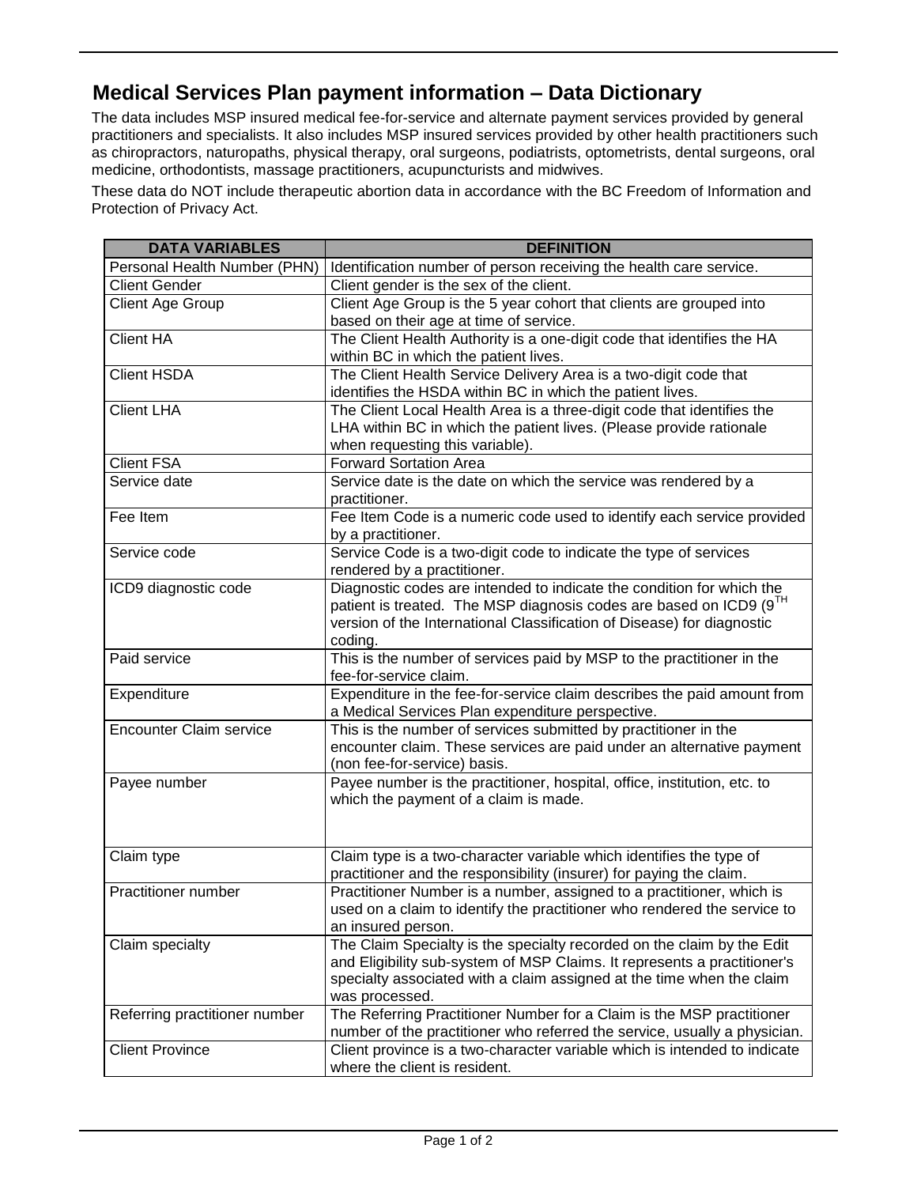# Medical Services Plan payment information – Data Dictionary

The data includes MSP insured medical fee-for-service and alternate payment services provided by general practitioners and specialists. It also includes MSP insured services provided by other health practitioners such as chiropractors, naturopaths, physical therapy, oral surgeons, podiatrists, optometrists, dental surgeons, oral medicine, orthodontists, massage practitioners, acupuncturists and midwives.

These data do NOT include therapeutic abortion data in accordance with the BC Freedom of Information and Protection of Privacy Act.

| DATA VARIABLES | DEFINITION |
|---|---|
| Personal Health Number (PHN) | Identification number of person receiving the health care service. |
| Client Gender | Client gender is the sex of the client. |
| Client Age Group | Client Age Group is the 5 year cohort that clients are grouped into based on their age at time of service. |
| Client HA | The Client Health Authority is a one-digit code that identifies the HA within BC in which the patient lives. |
| Client HSDA | The Client Health Service Delivery Area is a two-digit code that identifies the HSDA within BC in which the patient lives. |
| Client LHA | The Client Local Health Area is a three-digit code that identifies the LHA within BC in which the patient lives. (Please provide rationale when requesting this variable). |
| Client FSA | Forward Sortation Area |
| Service date | Service date is the date on which the service was rendered by a practitioner. |
| Fee Item | Fee Item Code is a numeric code used to identify each service provided by a practitioner. |
| Service code | Service Code is a two-digit code to indicate the type of services rendered by a practitioner. |
| ICD9 diagnostic code | Diagnostic codes are intended to indicate the condition for which the patient is treated. The MSP diagnosis codes are based on ICD9 (9TH version of the International Classification of Disease) for diagnostic coding. |
| Paid service | This is the number of services paid by MSP to the practitioner in the fee-for-service claim. |
| Expenditure | Expenditure in the fee-for-service claim describes the paid amount from a Medical Services Plan expenditure perspective. |
| Encounter Claim service | This is the number of services submitted by practitioner in the encounter claim. These services are paid under an alternative payment (non fee-for-service) basis. |
| Payee number | Payee number is the practitioner, hospital, office, institution, etc. to which the payment of a claim is made. |
| Claim type | Claim type is a two-character variable which identifies the type of practitioner and the responsibility (insurer) for paying the claim. |
| Practitioner number | Practitioner Number is a number, assigned to a practitioner, which is used on a claim to identify the practitioner who rendered the service to an insured person. |
| Claim specialty | The Claim Specialty is the specialty recorded on the claim by the Edit and Eligibility sub-system of MSP Claims. It represents a practitioner's specialty associated with a claim assigned at the time when the claim was processed. |
| Referring practitioner number | The Referring Practitioner Number for a Claim is the MSP practitioner number of the practitioner who referred the service, usually a physician. |
| Client Province | Client province is a two-character variable which is intended to indicate where the client is resident. |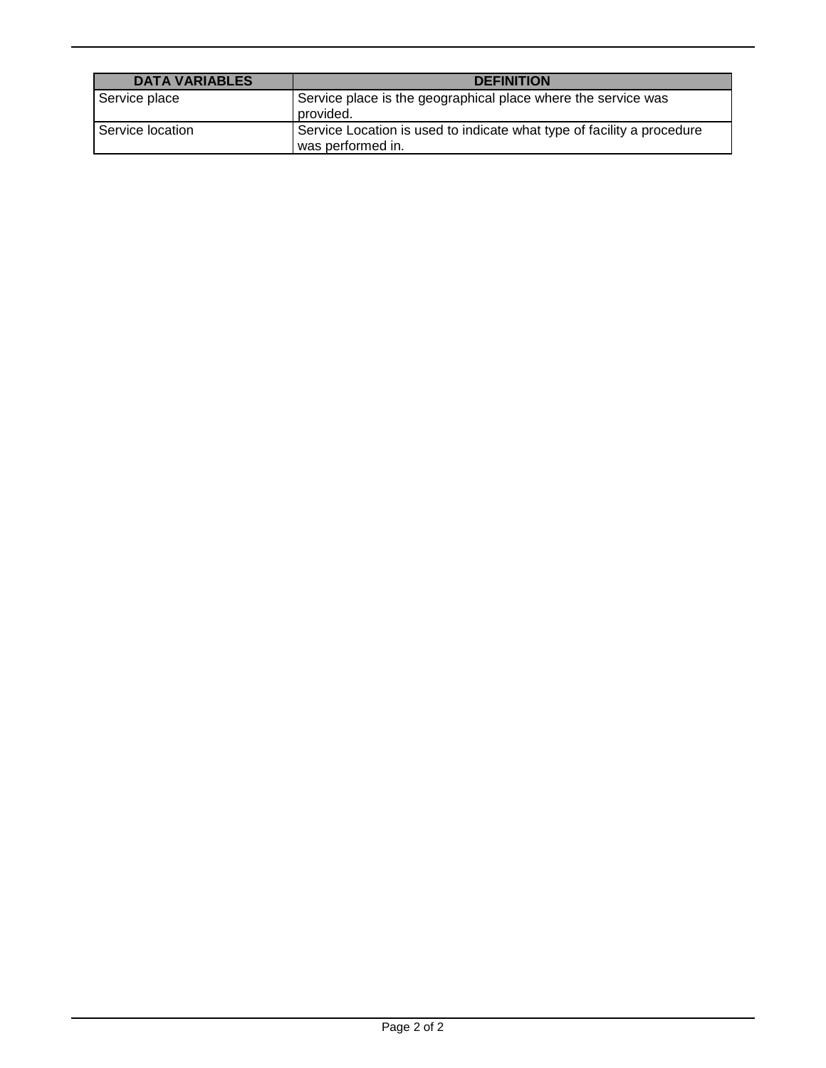| DATA VARIABLES | DEFINITION |
| --- | --- |
| Service place | Service place is the geographical place where the service was provided. |
| Service location | Service Location is used to indicate what type of facility a procedure was performed in. |